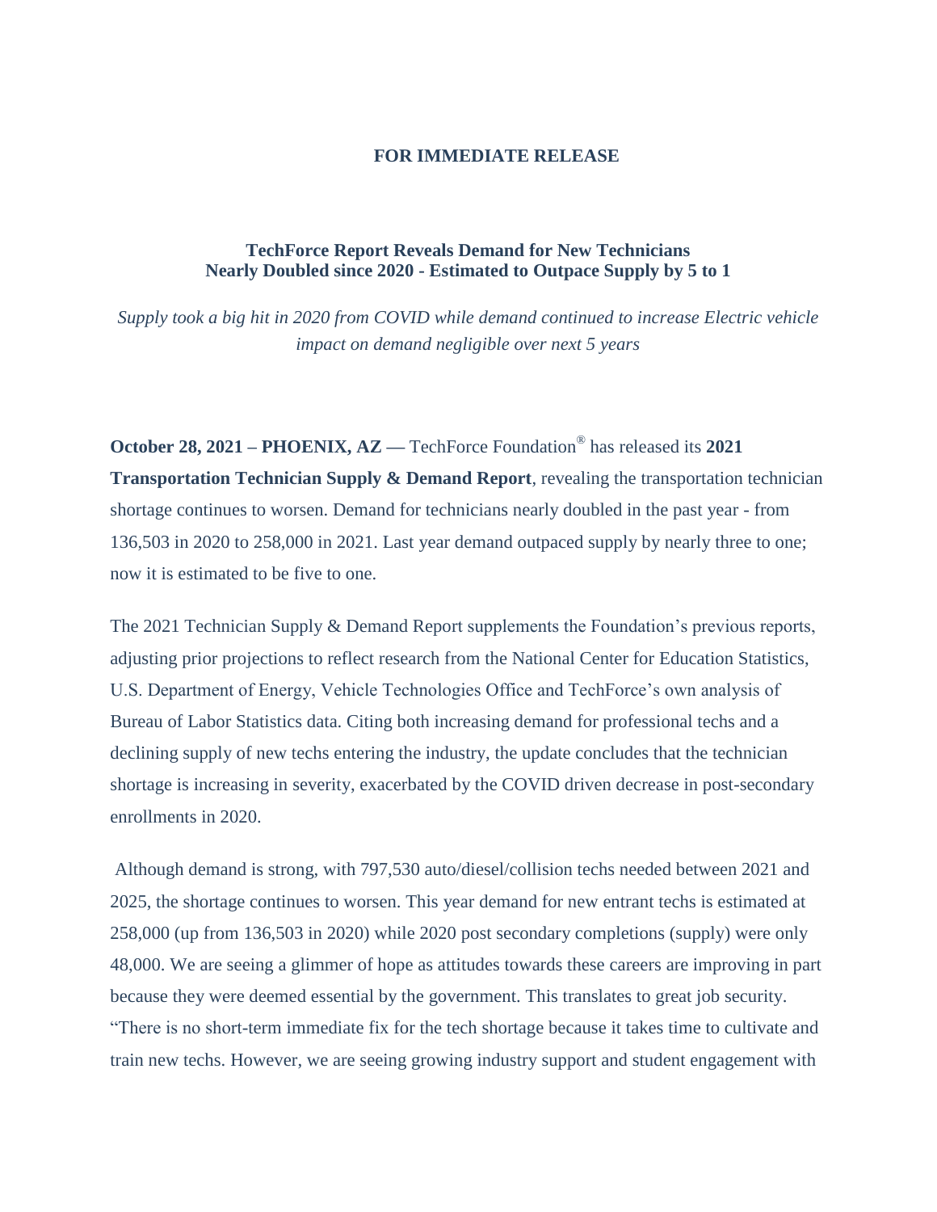**FOR IMMEDIATE RELEASE**

## TechForce Report Reveals Demand for New Technicians Nearly Doubled since 2020 - Estimated to Outpace Supply by 5 to 1

*Supply took a big hit in 2020 from COVID while demand continued to increase Electric vehicle impact on demand negligible over next 5 years*

**October 28, 2021 – PHOENIX, AZ —** TechForce Foundation® has released its **2021 Transportation Technician Supply & Demand Report**, revealing the transportation technician shortage continues to worsen. Demand for technicians nearly doubled in the past year - from 136,503 in 2020 to 258,000 in 2021. Last year demand outpaced supply by nearly three to one; now it is estimated to be five to one.

The 2021 Technician Supply & Demand Report supplements the Foundation's previous reports, adjusting prior projections to reflect research from the National Center for Education Statistics, U.S. Department of Energy, Vehicle Technologies Office and TechForce's own analysis of Bureau of Labor Statistics data. Citing both increasing demand for professional techs and a declining supply of new techs entering the industry, the update concludes that the technician shortage is increasing in severity, exacerbated by the COVID driven decrease in post-secondary enrollments in 2020.

Although demand is strong, with 797,530 auto/diesel/collision techs needed between 2021 and 2025, the shortage continues to worsen. This year demand for new entrant techs is estimated at 258,000 (up from 136,503 in 2020) while 2020 post secondary completions (supply) were only 48,000. We are seeing a glimmer of hope as attitudes towards these careers are improving in part because they were deemed essential by the government. This translates to great job security. "There is no short-term immediate fix for the tech shortage because it takes time to cultivate and train new techs. However, we are seeing growing industry support and student engagement with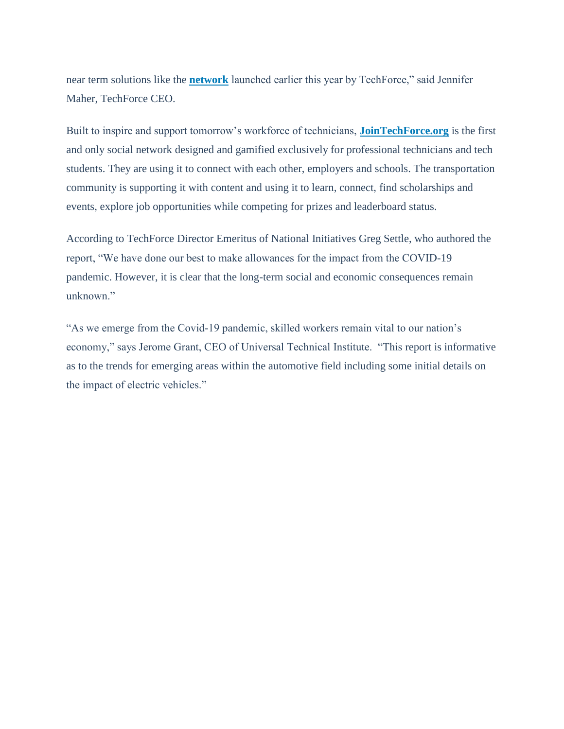near term solutions like the **network** launched earlier this year by TechForce," said Jennifer Maher, TechForce CEO.

Built to inspire and support tomorrow's workforce of technicians, **JoinTechForce.org** is the first and only social network designed and gamified exclusively for professional technicians and tech students. They are using it to connect with each other, employers and schools. The transportation community is supporting it with content and using it to learn, connect, find scholarships and events, explore job opportunities while competing for prizes and leaderboard status.

According to TechForce Director Emeritus of National Initiatives Greg Settle, who authored the report, "We have done our best to make allowances for the impact from the COVID-19 pandemic. However, it is clear that the long-term social and economic consequences remain unknown."

"As we emerge from the Covid-19 pandemic, skilled workers remain vital to our nation's economy," says Jerome Grant, CEO of Universal Technical Institute. "This report is informative as to the trends for emerging areas within the automotive field including some initial details on the impact of electric vehicles."